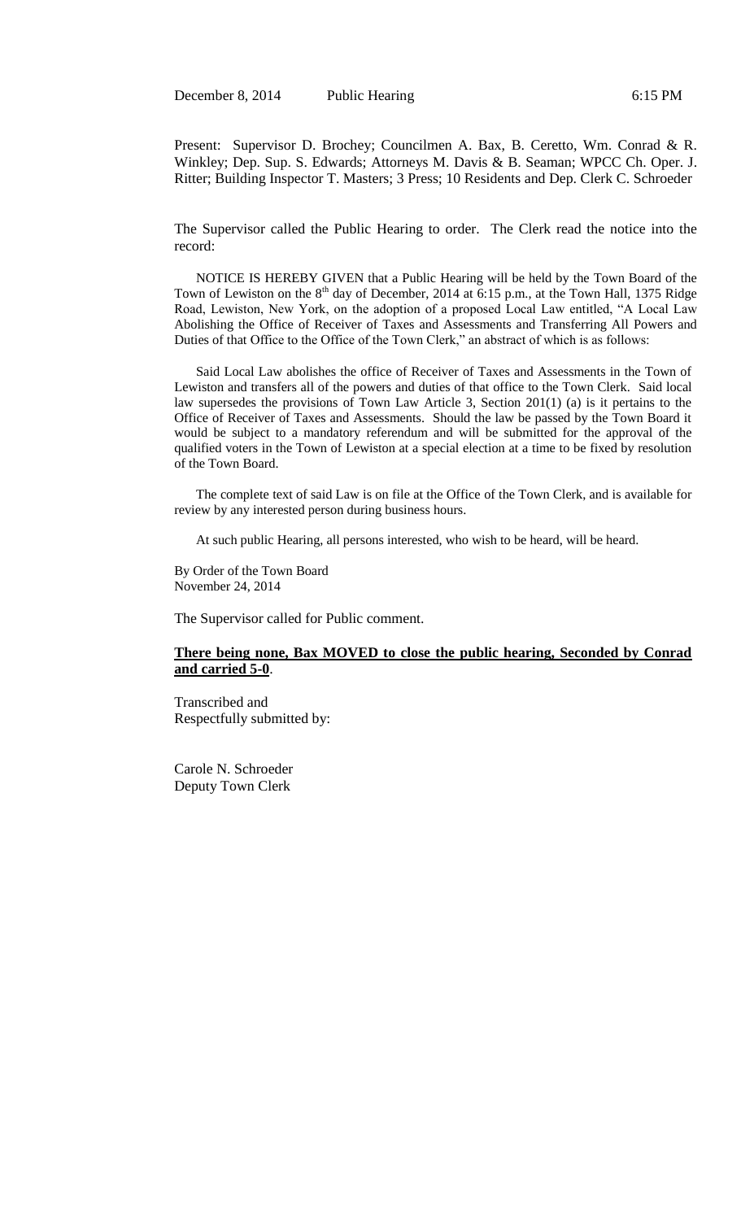December 8, 2014 Public Hearing 6:15 PM

Present: Supervisor D. Brochey; Councilmen A. Bax, B. Ceretto, Wm. Conrad & R. Winkley; Dep. Sup. S. Edwards; Attorneys M. Davis & B. Seaman; WPCC Ch. Oper. J. Ritter; Building Inspector T. Masters; 3 Press; 10 Residents and Dep. Clerk C. Schroeder

The Supervisor called the Public Hearing to order. The Clerk read the notice into the record:

NOTICE IS HEREBY GIVEN that a Public Hearing will be held by the Town Board of the Town of Lewiston on the 8th day of December, 2014 at 6:15 p.m., at the Town Hall, 1375 Ridge Road, Lewiston, New York, on the adoption of a proposed Local Law entitled, "A Local Law Abolishing the Office of Receiver of Taxes and Assessments and Transferring All Powers and Duties of that Office to the Office of the Town Clerk," an abstract of which is as follows:

Said Local Law abolishes the office of Receiver of Taxes and Assessments in the Town of Lewiston and transfers all of the powers and duties of that office to the Town Clerk. Said local law supersedes the provisions of Town Law Article 3, Section 201(1) (a) is it pertains to the Office of Receiver of Taxes and Assessments. Should the law be passed by the Town Board it would be subject to a mandatory referendum and will be submitted for the approval of the qualified voters in the Town of Lewiston at a special election at a time to be fixed by resolution of the Town Board.

The complete text of said Law is on file at the Office of the Town Clerk, and is available for review by any interested person during business hours.

At such public Hearing, all persons interested, who wish to be heard, will be heard.

By Order of the Town Board
November 24, 2014

The Supervisor called for Public comment.

**There being none, Bax MOVED to close the public hearing, Seconded by Conrad and carried 5-0**.

Transcribed and
Respectfully submitted by:

Carole N. Schroeder
Deputy Town Clerk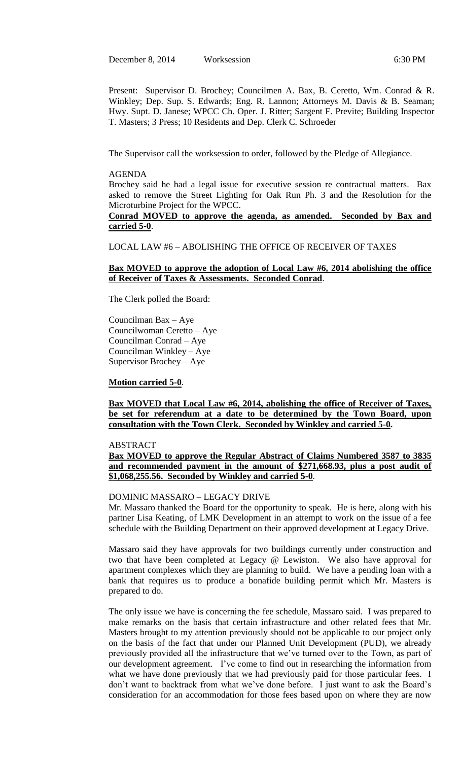December 8, 2014 Worksession 6:30 PM

Present: Supervisor D. Brochey; Councilmen A. Bax, B. Ceretto, Wm. Conrad & R. Winkley; Dep. Sup. S. Edwards; Eng. R. Lannon; Attorneys M. Davis & B. Seaman; Hwy. Supt. D. Janese; WPCC Ch. Oper. J. Ritter; Sargent F. Previte; Building Inspector T. Masters; 3 Press; 10 Residents and Dep. Clerk C. Schroeder

The Supervisor call the worksession to order, followed by the Pledge of Allegiance.

AGENDA

Brochey said he had a legal issue for executive session re contractual matters. Bax asked to remove the Street Lighting for Oak Run Ph. 3 and the Resolution for the Microturbine Project for the WPCC.

**Conrad MOVED to approve the agenda, as amended. Seconded by Bax and carried 5-0.**

LOCAL LAW #6 – ABOLISHING THE OFFICE OF RECEIVER OF TAXES

**Bax MOVED to approve the adoption of Local Law #6, 2014 abolishing the office of Receiver of Taxes & Assessments. Seconded Conrad.**

The Clerk polled the Board:

Councilman Bax – Aye
Councilwoman Ceretto – Aye
Councilman Conrad – Aye
Councilman Winkley – Aye
Supervisor Brochey – Aye

**Motion carried 5-0.**

**Bax MOVED that Local Law #6, 2014, abolishing the office of Receiver of Taxes, be set for referendum at a date to be determined by the Town Board, upon consultation with the Town Clerk. Seconded by Winkley and carried 5-0.**

ABSTRACT

**Bax MOVED to approve the Regular Abstract of Claims Numbered 3587 to 3835 and recommended payment in the amount of $271,668.93, plus a post audit of $1,068,255.56. Seconded by Winkley and carried 5-0.**

DOMINIC MASSARO – LEGACY DRIVE

Mr. Massaro thanked the Board for the opportunity to speak. He is here, along with his partner Lisa Keating, of LMK Development in an attempt to work on the issue of a fee schedule with the Building Department on their approved development at Legacy Drive.

Massaro said they have approvals for two buildings currently under construction and two that have been completed at Legacy @ Lewiston. We also have approval for apartment complexes which they are planning to build. We have a pending loan with a bank that requires us to produce a bonafide building permit which Mr. Masters is prepared to do.

The only issue we have is concerning the fee schedule, Massaro said. I was prepared to make remarks on the basis that certain infrastructure and other related fees that Mr. Masters brought to my attention previously should not be applicable to our project only on the basis of the fact that under our Planned Unit Development (PUD), we already previously provided all the infrastructure that we've turned over to the Town, as part of our development agreement. I've come to find out in researching the information from what we have done previously that we had previously paid for those particular fees. I don't want to backtrack from what we've done before. I just want to ask the Board's consideration for an accommodation for those fees based upon on where they are now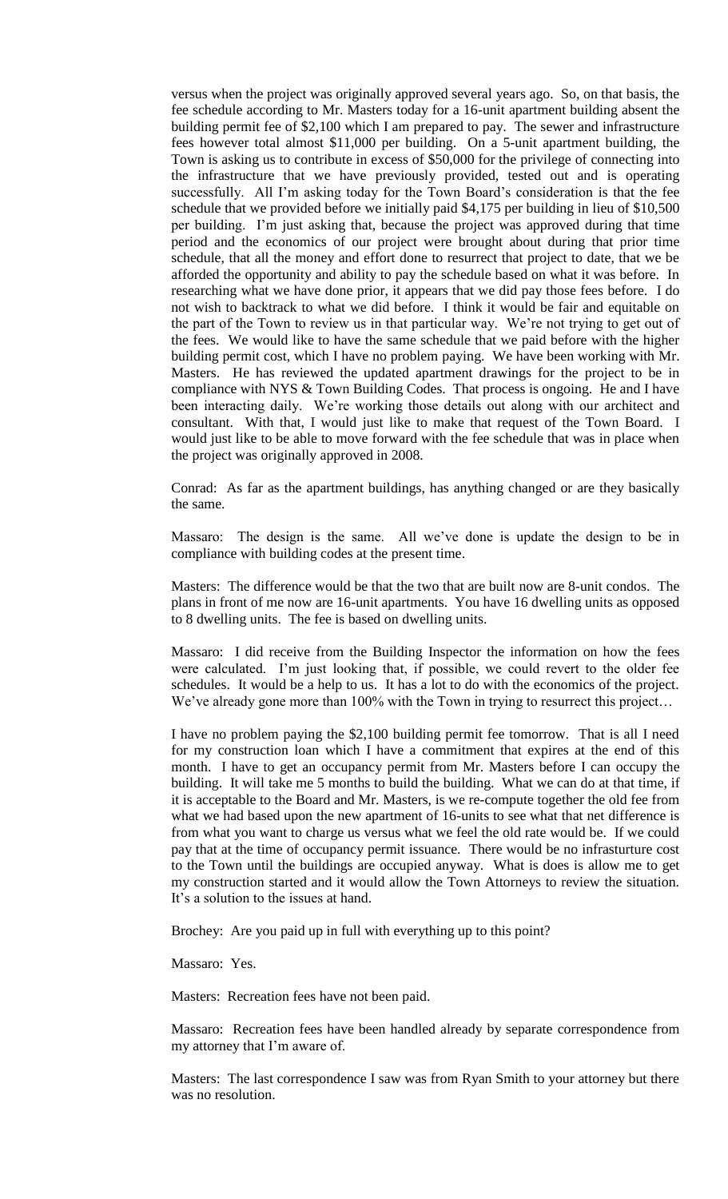versus when the project was originally approved several years ago. So, on that basis, the fee schedule according to Mr. Masters today for a 16-unit apartment building absent the building permit fee of $2,100 which I am prepared to pay. The sewer and infrastructure fees however total almost $11,000 per building. On a 5-unit apartment building, the Town is asking us to contribute in excess of $50,000 for the privilege of connecting into the infrastructure that we have previously provided, tested out and is operating successfully. All I'm asking today for the Town Board's consideration is that the fee schedule that we provided before we initially paid $4,175 per building in lieu of $10,500 per building. I'm just asking that, because the project was approved during that time period and the economics of our project were brought about during that prior time schedule, that all the money and effort done to resurrect that project to date, that we be afforded the opportunity and ability to pay the schedule based on what it was before. In researching what we have done prior, it appears that we did pay those fees before. I do not wish to backtrack to what we did before. I think it would be fair and equitable on the part of the Town to review us in that particular way. We're not trying to get out of the fees. We would like to have the same schedule that we paid before with the higher building permit cost, which I have no problem paying. We have been working with Mr. Masters. He has reviewed the updated apartment drawings for the project to be in compliance with NYS & Town Building Codes. That process is ongoing. He and I have been interacting daily. We're working those details out along with our architect and consultant. With that, I would just like to make that request of the Town Board. I would just like to be able to move forward with the fee schedule that was in place when the project was originally approved in 2008.

Conrad: As far as the apartment buildings, has anything changed or are they basically the same.

Massaro: The design is the same. All we've done is update the design to be in compliance with building codes at the present time.

Masters: The difference would be that the two that are built now are 8-unit condos. The plans in front of me now are 16-unit apartments. You have 16 dwelling units as opposed to 8 dwelling units. The fee is based on dwelling units.

Massaro: I did receive from the Building Inspector the information on how the fees were calculated. I'm just looking that, if possible, we could revert to the older fee schedules. It would be a help to us. It has a lot to do with the economics of the project. We've already gone more than 100% with the Town in trying to resurrect this project…

I have no problem paying the $2,100 building permit fee tomorrow. That is all I need for my construction loan which I have a commitment that expires at the end of this month. I have to get an occupancy permit from Mr. Masters before I can occupy the building. It will take me 5 months to build the building. What we can do at that time, if it is acceptable to the Board and Mr. Masters, is we re-compute together the old fee from what we had based upon the new apartment of 16-units to see what that net difference is from what you want to charge us versus what we feel the old rate would be. If we could pay that at the time of occupancy permit issuance. There would be no infrasturture cost to the Town until the buildings are occupied anyway. What is does is allow me to get my construction started and it would allow the Town Attorneys to review the situation. It's a solution to the issues at hand.

Brochey: Are you paid up in full with everything up to this point?

Massaro: Yes.

Masters: Recreation fees have not been paid.

Massaro: Recreation fees have been handled already by separate correspondence from my attorney that I'm aware of.

Masters: The last correspondence I saw was from Ryan Smith to your attorney but there was no resolution.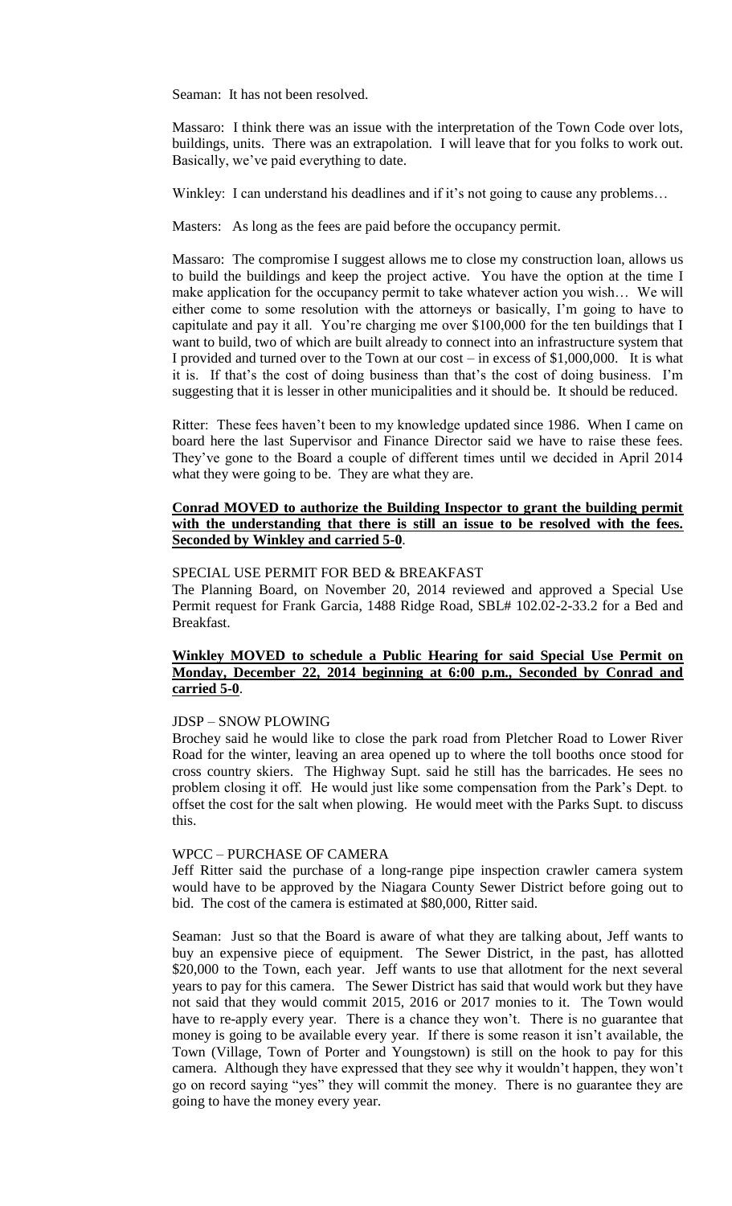Seaman: It has not been resolved.

Massaro: I think there was an issue with the interpretation of the Town Code over lots, buildings, units. There was an extrapolation. I will leave that for you folks to work out. Basically, we've paid everything to date.

Winkley: I can understand his deadlines and if it's not going to cause any problems…

Masters: As long as the fees are paid before the occupancy permit.

Massaro: The compromise I suggest allows me to close my construction loan, allows us to build the buildings and keep the project active. You have the option at the time I make application for the occupancy permit to take whatever action you wish… We will either come to some resolution with the attorneys or basically, I'm going to have to capitulate and pay it all. You're charging me over $100,000 for the ten buildings that I want to build, two of which are built already to connect into an infrastructure system that I provided and turned over to the Town at our cost – in excess of $1,000,000. It is what it is. If that's the cost of doing business than that's the cost of doing business. I'm suggesting that it is lesser in other municipalities and it should be. It should be reduced.

Ritter: These fees haven't been to my knowledge updated since 1986. When I came on board here the last Supervisor and Finance Director said we have to raise these fees. They've gone to the Board a couple of different times until we decided in April 2014 what they were going to be. They are what they are.

**Conrad MOVED to authorize the Building Inspector to grant the building permit with the understanding that there is still an issue to be resolved with the fees. Seconded by Winkley and carried 5-0**.

SPECIAL USE PERMIT FOR BED & BREAKFAST

The Planning Board, on November 20, 2014 reviewed and approved a Special Use Permit request for Frank Garcia, 1488 Ridge Road, SBL# 102.02-2-33.2 for a Bed and Breakfast.

**Winkley MOVED to schedule a Public Hearing for said Special Use Permit on Monday, December 22, 2014 beginning at 6:00 p.m., Seconded by Conrad and carried 5-0**.

JDSP – SNOW PLOWING

Brochey said he would like to close the park road from Pletcher Road to Lower River Road for the winter, leaving an area opened up to where the toll booths once stood for cross country skiers. The Highway Supt. said he still has the barricades. He sees no problem closing it off. He would just like some compensation from the Park's Dept. to offset the cost for the salt when plowing. He would meet with the Parks Supt. to discuss this.

WPCC – PURCHASE OF CAMERA

Jeff Ritter said the purchase of a long-range pipe inspection crawler camera system would have to be approved by the Niagara County Sewer District before going out to bid. The cost of the camera is estimated at $80,000, Ritter said.

Seaman: Just so that the Board is aware of what they are talking about, Jeff wants to buy an expensive piece of equipment. The Sewer District, in the past, has allotted $20,000 to the Town, each year. Jeff wants to use that allotment for the next several years to pay for this camera. The Sewer District has said that would work but they have not said that they would commit 2015, 2016 or 2017 monies to it. The Town would have to re-apply every year. There is a chance they won't. There is no guarantee that money is going to be available every year. If there is some reason it isn't available, the Town (Village, Town of Porter and Youngstown) is still on the hook to pay for this camera. Although they have expressed that they see why it wouldn't happen, they won't go on record saying "yes" they will commit the money. There is no guarantee they are going to have the money every year.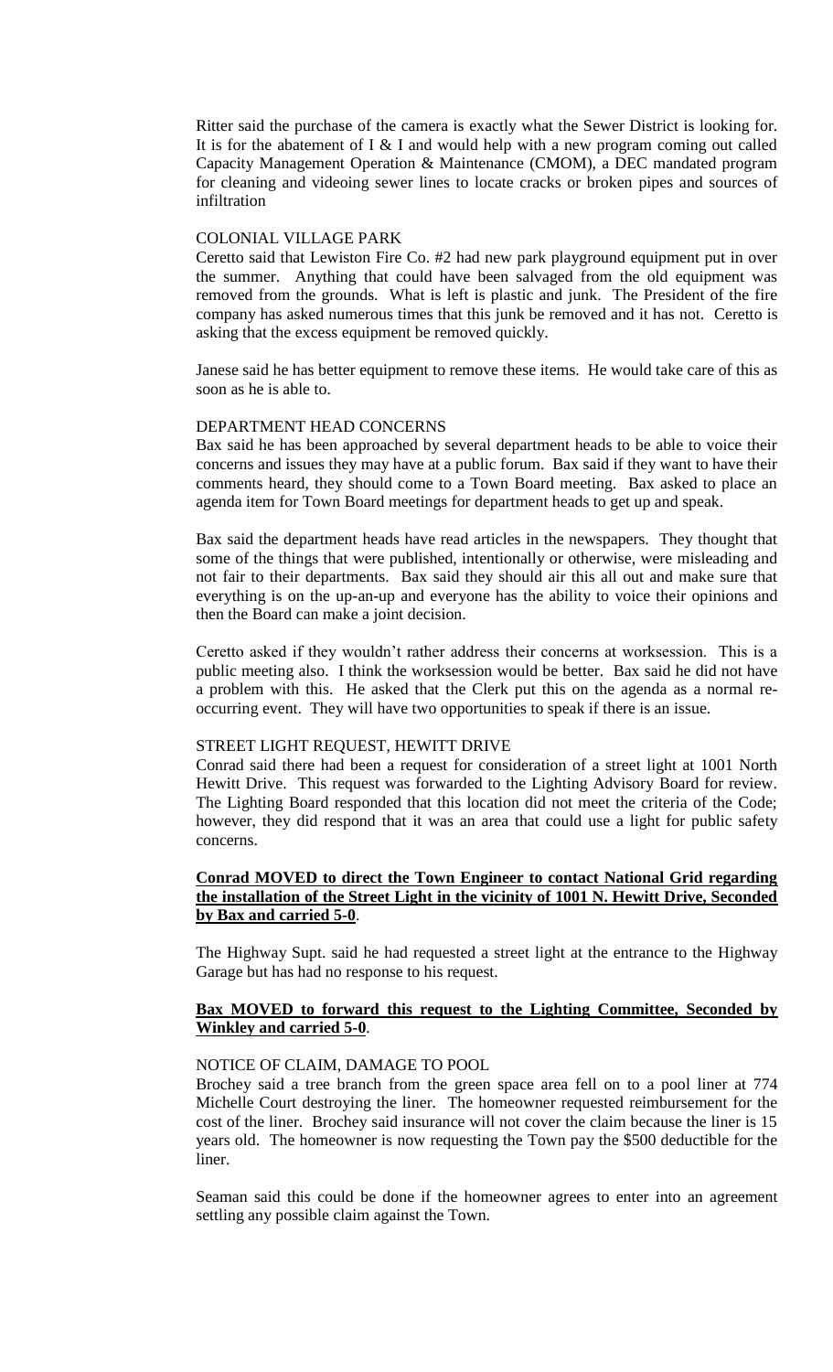Ritter said the purchase of the camera is exactly what the Sewer District is looking for. It is for the abatement of I & I and would help with a new program coming out called Capacity Management Operation & Maintenance (CMOM), a DEC mandated program for cleaning and videoing sewer lines to locate cracks or broken pipes and sources of infiltration

COLONIAL VILLAGE PARK

Ceretto said that Lewiston Fire Co. #2 had new park playground equipment put in over the summer. Anything that could have been salvaged from the old equipment was removed from the grounds. What is left is plastic and junk. The President of the fire company has asked numerous times that this junk be removed and it has not. Ceretto is asking that the excess equipment be removed quickly.

Janese said he has better equipment to remove these items. He would take care of this as soon as he is able to.

DEPARTMENT HEAD CONCERNS

Bax said he has been approached by several department heads to be able to voice their concerns and issues they may have at a public forum. Bax said if they want to have their comments heard, they should come to a Town Board meeting. Bax asked to place an agenda item for Town Board meetings for department heads to get up and speak.

Bax said the department heads have read articles in the newspapers. They thought that some of the things that were published, intentionally or otherwise, were misleading and not fair to their departments. Bax said they should air this all out and make sure that everything is on the up-an-up and everyone has the ability to voice their opinions and then the Board can make a joint decision.

Ceretto asked if they wouldn't rather address their concerns at worksession. This is a public meeting also. I think the worksession would be better. Bax said he did not have a problem with this. He asked that the Clerk put this on the agenda as a normal re-occurring event. They will have two opportunities to speak if there is an issue.

STREET LIGHT REQUEST, HEWITT DRIVE

Conrad said there had been a request for consideration of a street light at 1001 North Hewitt Drive. This request was forwarded to the Lighting Advisory Board for review. The Lighting Board responded that this location did not meet the criteria of the Code; however, they did respond that it was an area that could use a light for public safety concerns.

**Conrad MOVED to direct the Town Engineer to contact National Grid regarding the installation of the Street Light in the vicinity of 1001 N. Hewitt Drive, Seconded by Bax and carried 5-0**.

The Highway Supt. said he had requested a street light at the entrance to the Highway Garage but has had no response to his request.

**Bax MOVED to forward this request to the Lighting Committee, Seconded by Winkley and carried 5-0**.

NOTICE OF CLAIM, DAMAGE TO POOL

Brochey said a tree branch from the green space area fell on to a pool liner at 774 Michelle Court destroying the liner. The homeowner requested reimbursement for the cost of the liner. Brochey said insurance will not cover the claim because the liner is 15 years old. The homeowner is now requesting the Town pay the $500 deductible for the liner.

Seaman said this could be done if the homeowner agrees to enter into an agreement settling any possible claim against the Town.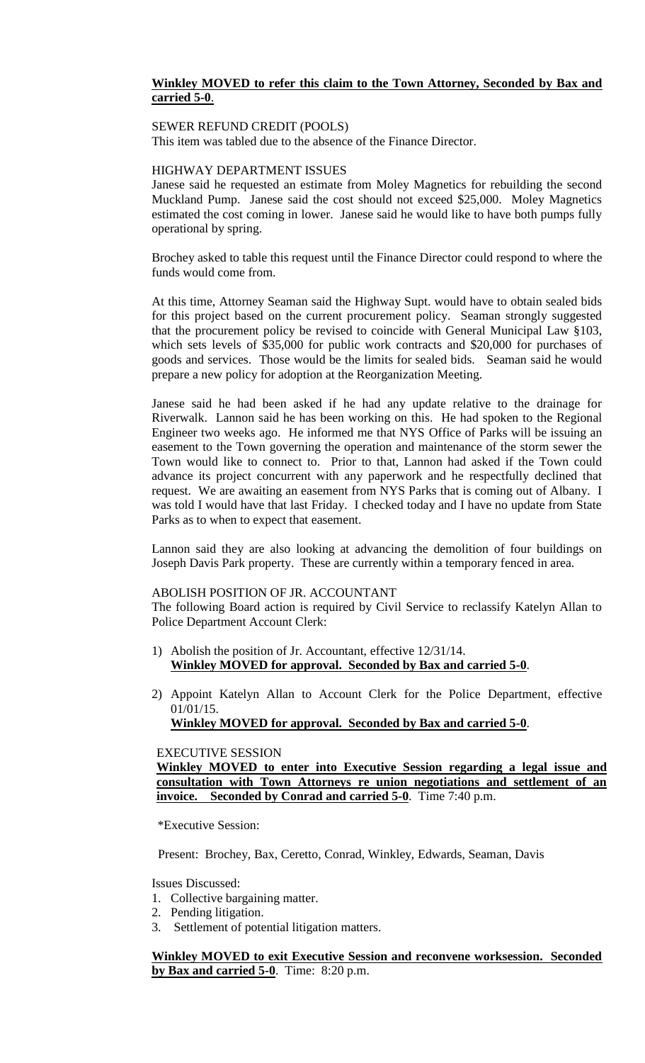**Winkley MOVED to refer this claim to the Town Attorney, Seconded by Bax and carried 5-0**.

SEWER REFUND CREDIT (POOLS)

This item was tabled due to the absence of the Finance Director.

HIGHWAY DEPARTMENT ISSUES

Janese said he requested an estimate from Moley Magnetics for rebuilding the second Muckland Pump. Janese said the cost should not exceed $25,000. Moley Magnetics estimated the cost coming in lower. Janese said he would like to have both pumps fully operational by spring.

Brochey asked to table this request until the Finance Director could respond to where the funds would come from.

At this time, Attorney Seaman said the Highway Supt. would have to obtain sealed bids for this project based on the current procurement policy. Seaman strongly suggested that the procurement policy be revised to coincide with General Municipal Law §103, which sets levels of $35,000 for public work contracts and $20,000 for purchases of goods and services. Those would be the limits for sealed bids. Seaman said he would prepare a new policy for adoption at the Reorganization Meeting.

Janese said he had been asked if he had any update relative to the drainage for Riverwalk. Lannon said he has been working on this. He had spoken to the Regional Engineer two weeks ago. He informed me that NYS Office of Parks will be issuing an easement to the Town governing the operation and maintenance of the storm sewer the Town would like to connect to. Prior to that, Lannon had asked if the Town could advance its project concurrent with any paperwork and he respectfully declined that request. We are awaiting an easement from NYS Parks that is coming out of Albany. I was told I would have that last Friday. I checked today and I have no update from State Parks as to when to expect that easement.

Lannon said they are also looking at advancing the demolition of four buildings on Joseph Davis Park property. These are currently within a temporary fenced in area.

ABOLISH POSITION OF JR. ACCOUNTANT

The following Board action is required by Civil Service to reclassify Katelyn Allan to Police Department Account Clerk:

1) Abolish the position of Jr. Accountant, effective 12/31/14.
   **Winkley MOVED for approval. Seconded by Bax and carried 5-0**.

2) Appoint Katelyn Allan to Account Clerk for the Police Department, effective 01/01/15.
   **Winkley MOVED for approval. Seconded by Bax and carried 5-0**.

EXECUTIVE SESSION

**Winkley MOVED to enter into Executive Session regarding a legal issue and consultation with Town Attorneys re union negotiations and settlement of an invoice. Seconded by Conrad and carried 5-0**. Time 7:40 p.m.

*Executive Session:

Present: Brochey, Bax, Ceretto, Conrad, Winkley, Edwards, Seaman, Davis

Issues Discussed:

1. Collective bargaining matter.
2. Pending litigation.
3. Settlement of potential litigation matters.

**Winkley MOVED to exit Executive Session and reconvene worksession. Seconded by Bax and carried 5-0**. Time: 8:20 p.m.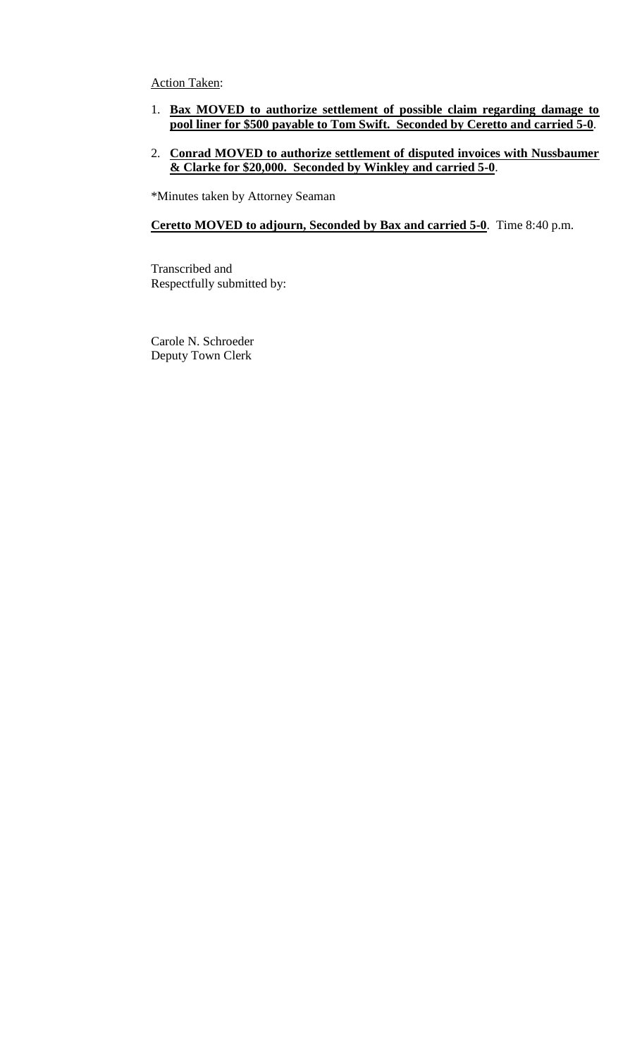<u>Action Taken</u>:

1. **<u>Bax MOVED to authorize settlement of possible claim regarding damage to pool liner for $500 payable to Tom Swift. Seconded by Ceretto and carried 5-0</u>**.

2. **<u>Conrad MOVED to authorize settlement of disputed invoices with Nussbaumer & Clarke for $20,000. Seconded by Winkley and carried 5-0</u>**.

*Minutes taken by Attorney Seaman

**<u>Ceretto MOVED to adjourn, Seconded by Bax and carried 5-0</u>**. Time 8:40 p.m.

Transcribed and
Respectfully submitted by:

Carole N. Schroeder
Deputy Town Clerk